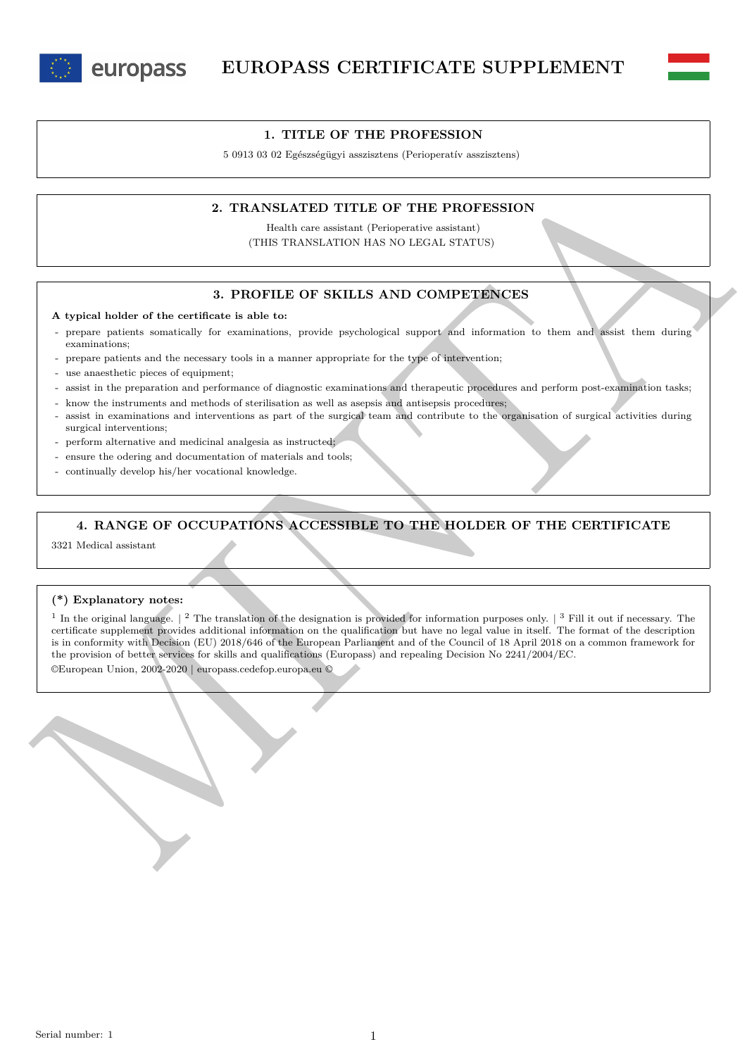# EUROPASS CERTIFICATE SUPPLEMENT

## 1. TITLE OF THE PROFESSION

5 0913 03 02 Egészségügyi asszisztens (Perioperatív asszisztens)

## 2. TRANSLATED TITLE OF THE PROFESSION

Health care assistant (Perioperative assistant)
(THIS TRANSLATION HAS NO LEGAL STATUS)

## 3. PROFILE OF SKILLS AND COMPETENCES

**A typical holder of the certificate is able to:**

- prepare patients somatically for examinations, provide psychological support and information to them and assist them during examinations;
- prepare patients and the necessary tools in a manner appropriate for the type of intervention;
- use anaesthetic pieces of equipment;
- assist in the preparation and performance of diagnostic examinations and therapeutic procedures and perform post-examination tasks;
- know the instruments and methods of sterilisation as well as asepsis and antisepsis procedures;
- assist in examinations and interventions as part of the surgical team and contribute to the organisation of surgical activities during surgical interventions;
- perform alternative and medicinal analgesia as instructed;
- ensure the odering and documentation of materials and tools;
- continually develop his/her vocational knowledge.

## 4. RANGE OF OCCUPATIONS ACCESSIBLE TO THE HOLDER OF THE CERTIFICATE

3321 Medical assistant

**(*) Explanatory notes:**

[1] In the original language. | [2] The translation of the designation is provided for information purposes only. | [3] Fill it out if necessary. The certificate supplement provides additional information on the qualification but have no legal value in itself. The format of the description is in conformity with Decision (EU) 2018/646 of the European Parliament and of the Council of 18 April 2018 on a common framework for the provision of better services for skills and qualifications (Europass) and repealing Decision No 2241/2004/EC.

©European Union, 2002-2020 | europass.cedefop.europa.eu ©

Serial number: 1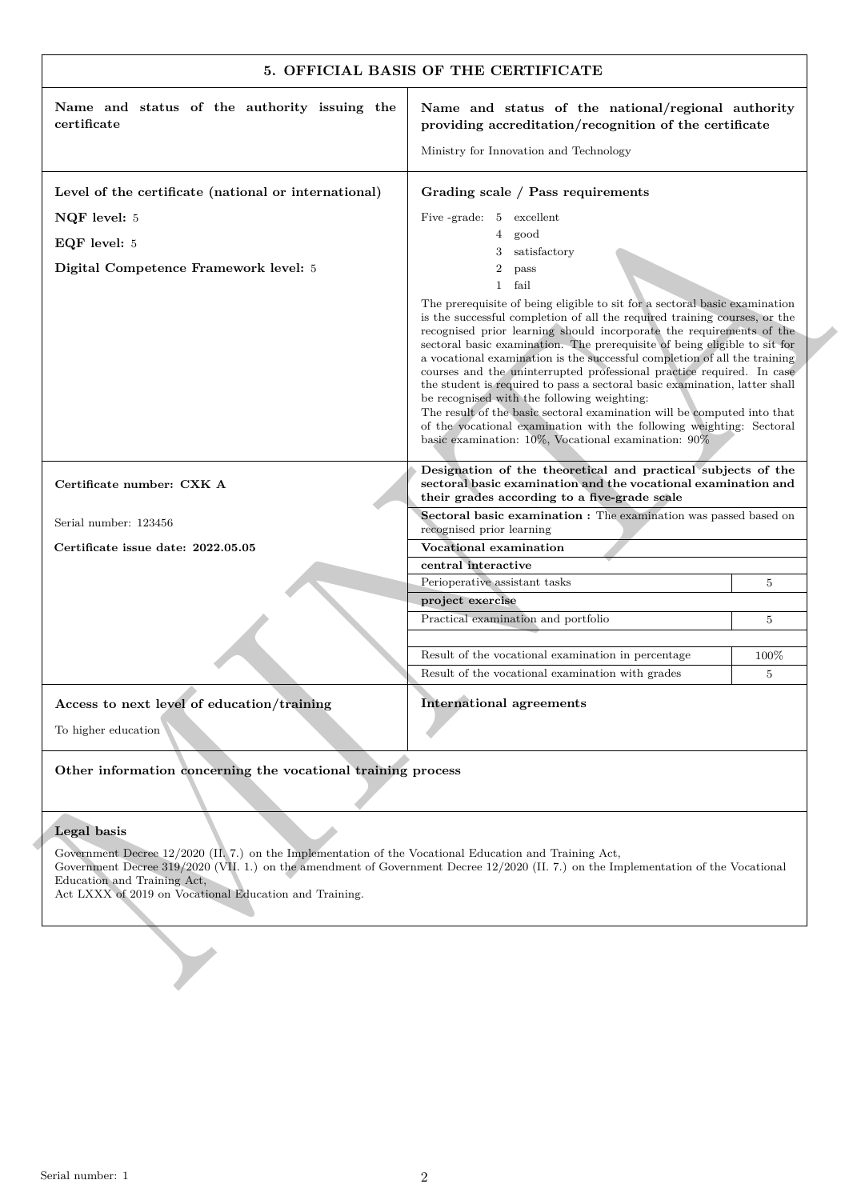## 5. OFFICIAL BASIS OF THE CERTIFICATE

| Name and status of the authority issuing the certificate | Name and status of the national/regional authority providing accreditation/recognition of the certificate |
|---|---|
| | Ministry for Innovation and Technology |

**Level of the certificate (national or international)**

**NQF level:** 5

**EQF level:** 5

**Digital Competence Framework level:** 5

**Grading scale / Pass requirements**

Five -grade:
- 5 excellent
- 4 good
- 3 satisfactory
- 2 pass
- 1 fail

The prerequisite of being eligible to sit for a sectoral basic examination is the successful completion of all the required training courses, or the recognised prior learning should incorporate the requirements of the sectoral basic examination. The prerequisite of being eligible to sit for a vocational examination is the successful completion of all the training courses and the uninterrupted professional practice required. In case the student is required to pass a sectoral basic examination, latter shall be recognised with the following weighting:
The result of the basic sectoral examination will be computed into that of the vocational examination with the following weighting: Sectoral basic examination: 10%, Vocational examination: 90%

**Certificate number: CXK A**

Serial number: 123456

**Certificate issue date: 2022.05.05**

**Designation of the theoretical and practical subjects of the sectoral basic examination and the vocational examination and their grades according to a five-grade scale**

**Sectoral basic examination :** The examination was passed based on recognised prior learning

| **Vocational examination** | |
|---|---|
| **central interactive** | |
| Perioperative assistant tasks | 5 |
| **project exercise** | |
| Practical examination and portfolio | 5 |
| | |
| Result of the vocational examination in percentage | 100% |
| Result of the vocational examination with grades | 5 |

**Access to next level of education/training**

To higher education

**International agreements**

**Other information concerning the vocational training process**

**Legal basis**

Government Decree 12/2020 (II. 7.) on the Implementation of the Vocational Education and Training Act,
Government Decree 319/2020 (VII. 1.) on the amendment of Government Decree 12/2020 (II. 7.) on the Implementation of the Vocational Education and Training Act,
Act LXXX of 2019 on Vocational Education and Training.

Serial number: 1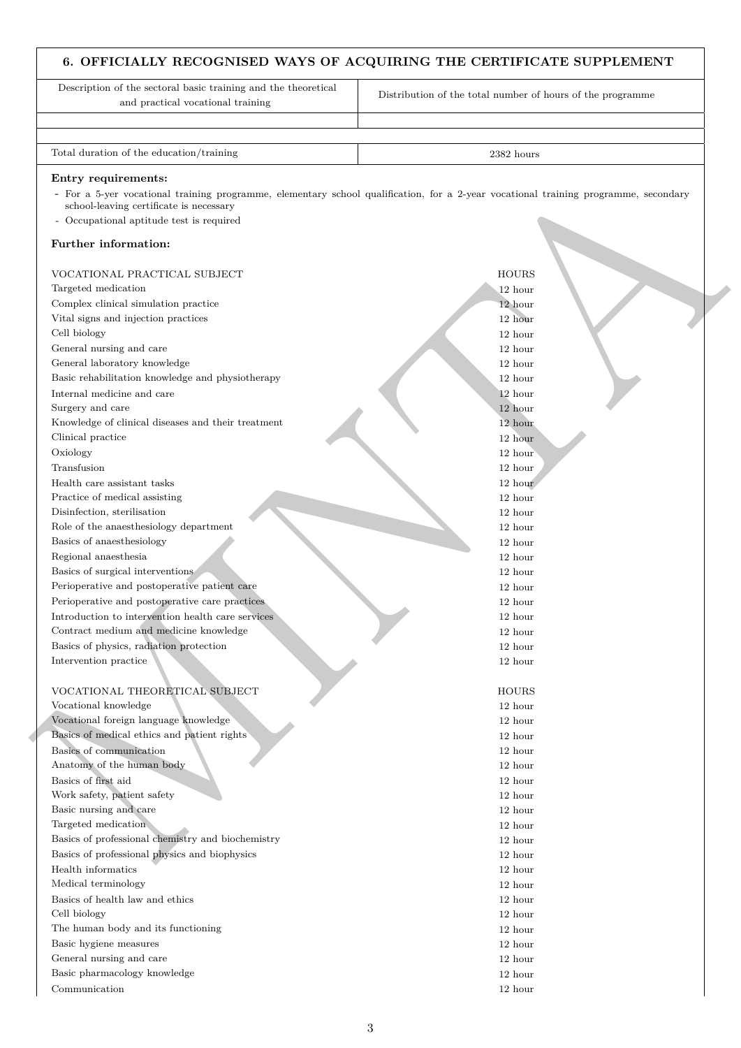## 6. OFFICIALLY RECOGNISED WAYS OF ACQUIRING THE CERTIFICATE SUPPLEMENT

| Description of the sectoral basic training and the theoretical and practical vocational training | Distribution of the total number of hours of the programme |
|---|---|
| | |
| Total duration of the education/training | 2382 hours |

**Entry requirements:**

- For a 5-yer vocational training programme, elementary school qualification, for a 2-year vocational training programme, secondary school-leaving certificate is necessary
- Occupational aptitude test is required

**Further information:**

| VOCATIONAL PRACTICAL SUBJECT | HOURS |
|---|---|
| Targeted medication | 12 hour |
| Complex clinical simulation practice | 12 hour |
| Vital signs and injection practices | 12 hour |
| Cell biology | 12 hour |
| General nursing and care | 12 hour |
| General laboratory knowledge | 12 hour |
| Basic rehabilitation knowledge and physiotherapy | 12 hour |
| Internal medicine and care | 12 hour |
| Surgery and care | 12 hour |
| Knowledge of clinical diseases and their treatment | 12 hour |
| Clinical practice | 12 hour |
| Oxiology | 12 hour |
| Transfusion | 12 hour |
| Health care assistant tasks | 12 hour |
| Practice of medical assisting | 12 hour |
| Disinfection, sterilisation | 12 hour |
| Role of the anaesthesiology department | 12 hour |
| Basics of anaesthesiology | 12 hour |
| Regional anaesthesia | 12 hour |
| Basics of surgical interventions | 12 hour |
| Perioperative and postoperative patient care | 12 hour |
| Perioperative and postoperative care practices | 12 hour |
| Introduction to intervention health care services | 12 hour |
| Contract medium and medicine knowledge | 12 hour |
| Basics of physics, radiation protection | 12 hour |
| Intervention practice | 12 hour |

| VOCATIONAL THEORETICAL SUBJECT | HOURS |
|---|---|
| Vocational knowledge | 12 hour |
| Vocational foreign language knowledge | 12 hour |
| Basics of medical ethics and patient rights | 12 hour |
| Basics of communication | 12 hour |
| Anatomy of the human body | 12 hour |
| Basics of first aid | 12 hour |
| Work safety, patient safety | 12 hour |
| Basic nursing and care | 12 hour |
| Targeted medication | 12 hour |
| Basics of professional chemistry and biochemistry | 12 hour |
| Basics of professional physics and biophysics | 12 hour |
| Health informatics | 12 hour |
| Medical terminology | 12 hour |
| Basics of health law and ethics | 12 hour |
| Cell biology | 12 hour |
| The human body and its functioning | 12 hour |
| Basic hygiene measures | 12 hour |
| General nursing and care | 12 hour |
| Basic pharmacology knowledge | 12 hour |
| Communication | 12 hour |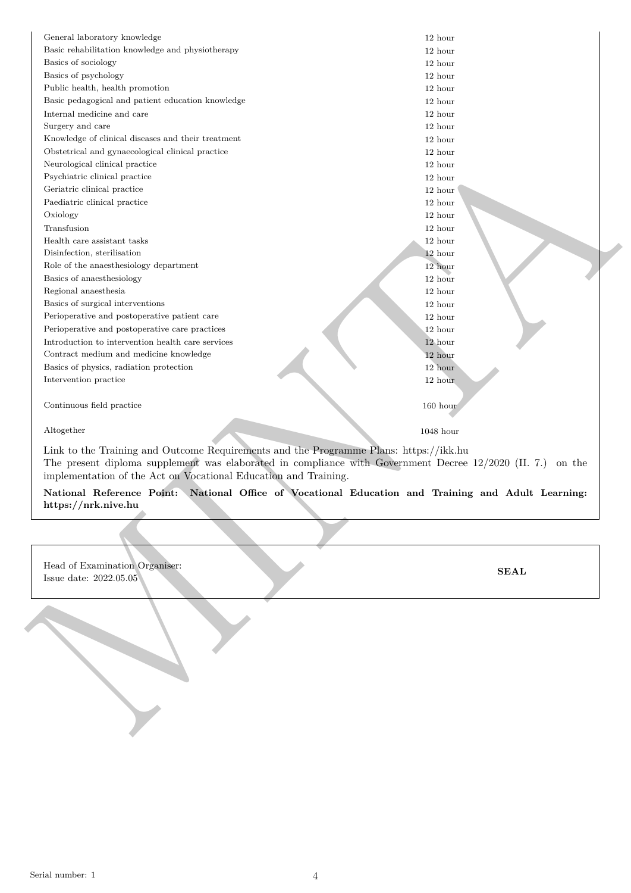| | |
|---|---|
| General laboratory knowledge | 12 hour |
| Basic rehabilitation knowledge and physiotherapy | 12 hour |
| Basics of sociology | 12 hour |
| Basics of psychology | 12 hour |
| Public health, health promotion | 12 hour |
| Basic pedagogical and patient education knowledge | 12 hour |
| Internal medicine and care | 12 hour |
| Surgery and care | 12 hour |
| Knowledge of clinical diseases and their treatment | 12 hour |
| Obstetrical and gynaecological clinical practice | 12 hour |
| Neurological clinical practice | 12 hour |
| Psychiatric clinical practice | 12 hour |
| Geriatric clinical practice | 12 hour |
| Paediatric clinical practice | 12 hour |
| Oxiology | 12 hour |
| Transfusion | 12 hour |
| Health care assistant tasks | 12 hour |
| Disinfection, sterilisation | 12 hour |
| Role of the anaesthesiology department | 12 hour |
| Basics of anaesthesiology | 12 hour |
| Regional anaesthesia | 12 hour |
| Basics of surgical interventions | 12 hour |
| Perioperative and postoperative patient care | 12 hour |
| Perioperative and postoperative care practices | 12 hour |
| Introduction to intervention health care services | 12 hour |
| Contract medium and medicine knowledge | 12 hour |
| Basics of physics, radiation protection | 12 hour |
| Intervention practice | 12 hour |
| Continuous field practice | 160 hour |
| Altogether | 1048 hour |

Link to the Training and Outcome Requirements and the Programme Plans: https://ikk.hu
The present diploma supplement was elaborated in compliance with Government Decree 12/2020 (II. 7.) on the implementation of the Act on Vocational Education and Training.

**National Reference Point: National Office of Vocational Education and Training and Adult Learning: https://nrk.nive.hu**

Head of Examination Organiser:
Issue date: 2022.05.05

**SEAL**

Serial number: 1

MINTA